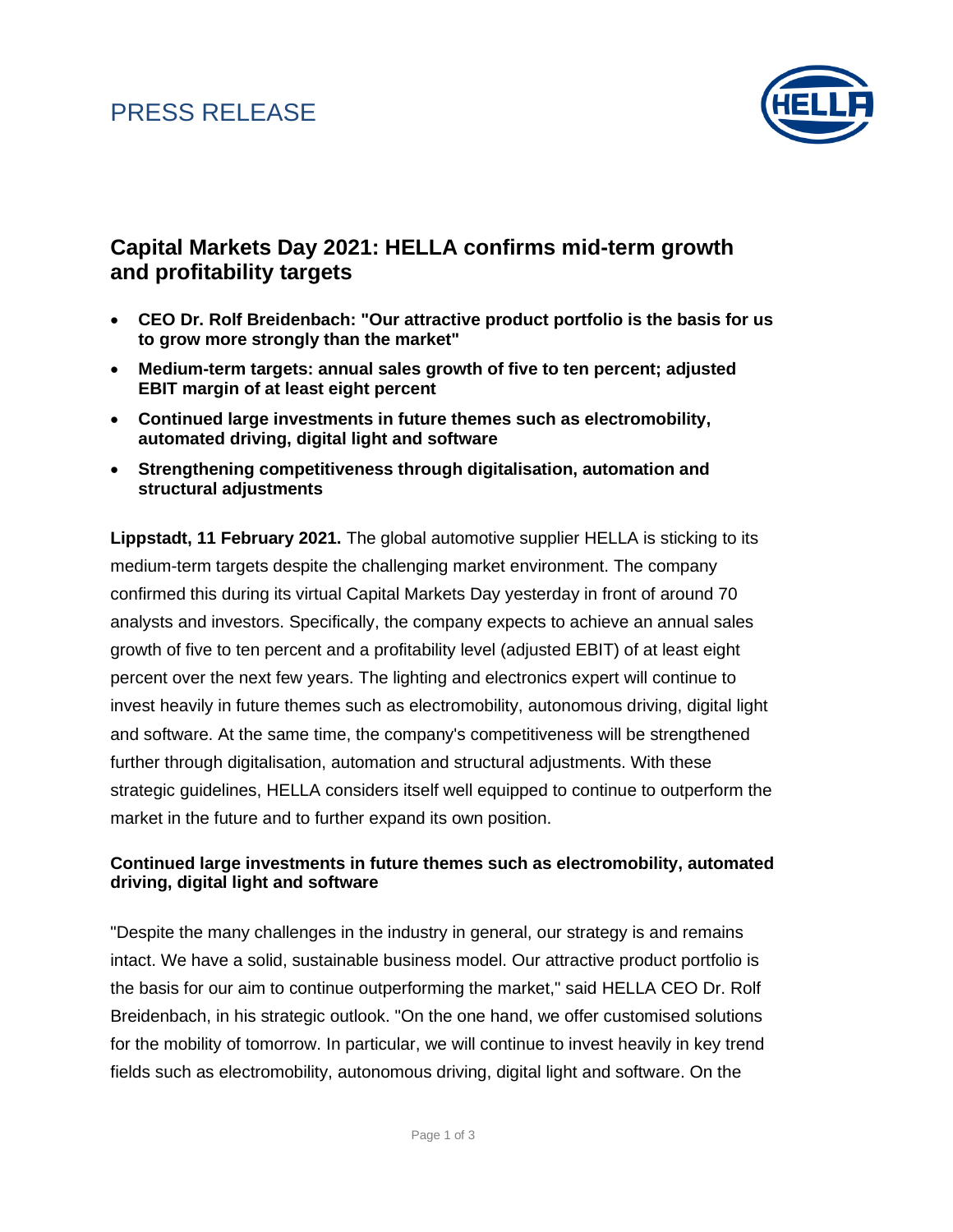PRESS RELEASE

# Capital Markets Day 2021: HELLA confirms mid-term growth and profitability targets

- **CEO Dr. Rolf Breidenbach: "Our attractive product portfolio is the basis for us to grow more strongly than the market"**
- **Medium-term targets: annual sales growth of five to ten percent; adjusted EBIT margin of at least eight percent**
- **Continued large investments in future themes such as electromobility, automated driving, digital light and software**
- **Strengthening competitiveness through digitalisation, automation and structural adjustments**

**Lippstadt, 11 February 2021.** The global automotive supplier HELLA is sticking to its medium-term targets despite the challenging market environment. The company confirmed this during its virtual Capital Markets Day yesterday in front of around 70 analysts and investors. Specifically, the company expects to achieve an annual sales growth of five to ten percent and a profitability level (adjusted EBIT) of at least eight percent over the next few years. The lighting and electronics expert will continue to invest heavily in future themes such as electromobility, autonomous driving, digital light and software. At the same time, the company's competitiveness will be strengthened further through digitalisation, automation and structural adjustments. With these strategic guidelines, HELLA considers itself well equipped to continue to outperform the market in the future and to further expand its own position.

### Continued large investments in future themes such as electromobility, automated driving, digital light and software

"Despite the many challenges in the industry in general, our strategy is and remains intact. We have a solid, sustainable business model. Our attractive product portfolio is the basis for our aim to continue outperforming the market," said HELLA CEO Dr. Rolf Breidenbach, in his strategic outlook. "On the one hand, we offer customised solutions for the mobility of tomorrow. In particular, we will continue to invest heavily in key trend fields such as electromobility, autonomous driving, digital light and software. On the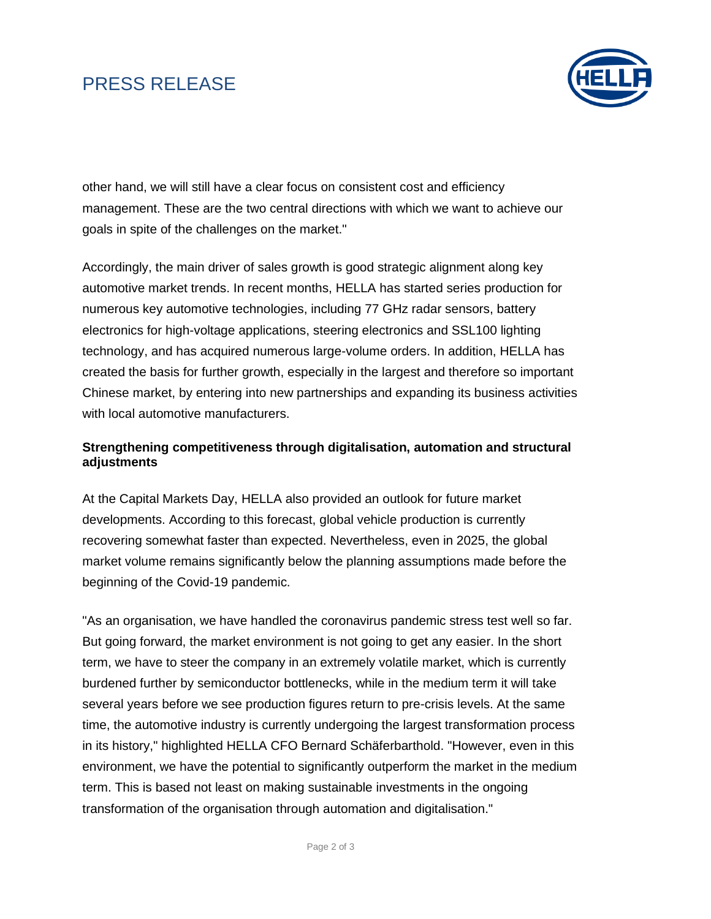other hand, we will still have a clear focus on consistent cost and efficiency management. These are the two central directions with which we want to achieve our goals in spite of the challenges on the market."

Accordingly, the main driver of sales growth is good strategic alignment along key automotive market trends. In recent months, HELLA has started series production for numerous key automotive technologies, including 77 GHz radar sensors, battery electronics for high-voltage applications, steering electronics and SSL100 lighting technology, and has acquired numerous large-volume orders. In addition, HELLA has created the basis for further growth, especially in the largest and therefore so important Chinese market, by entering into new partnerships and expanding its business activities with local automotive manufacturers.

**Strengthening competitiveness through digitalisation, automation and structural adjustments**

At the Capital Markets Day, HELLA also provided an outlook for future market developments. According to this forecast, global vehicle production is currently recovering somewhat faster than expected. Nevertheless, even in 2025, the global market volume remains significantly below the planning assumptions made before the beginning of the Covid-19 pandemic.

"As an organisation, we have handled the coronavirus pandemic stress test well so far. But going forward, the market environment is not going to get any easier. In the short term, we have to steer the company in an extremely volatile market, which is currently burdened further by semiconductor bottlenecks, while in the medium term it will take several years before we see production figures return to pre-crisis levels. At the same time, the automotive industry is currently undergoing the largest transformation process in its history," highlighted HELLA CFO Bernard Schäferbarthold. "However, even in this environment, we have the potential to significantly outperform the market in the medium term. This is based not least on making sustainable investments in the ongoing transformation of the organisation through automation and digitalisation."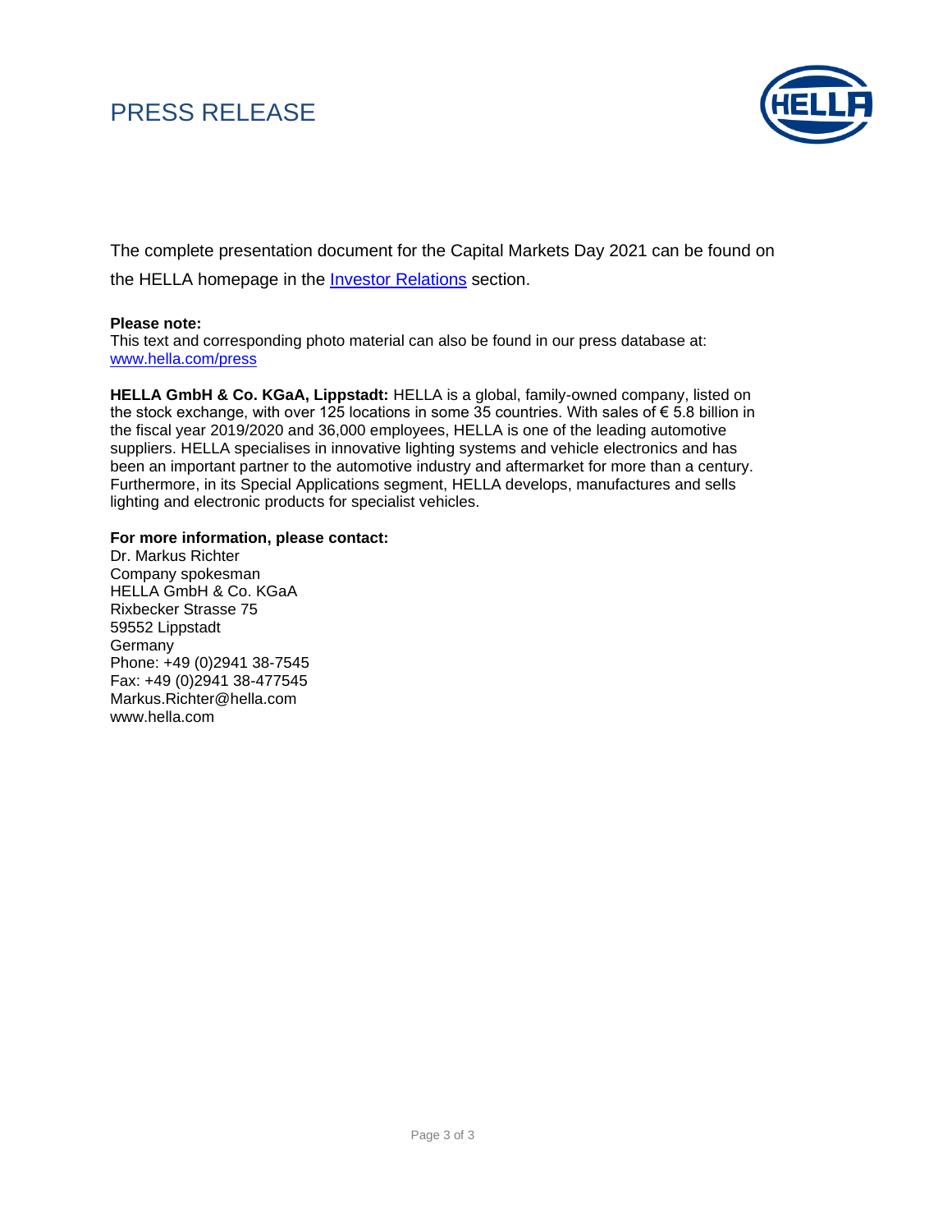The complete presentation document for the Capital Markets Day 2021 can be found on the HELLA homepage in the Investor Relations section.

**Please note:**
This text and corresponding photo material can also be found in our press database at: www.hella.com/press

**HELLA GmbH & Co. KGaA, Lippstadt:** HELLA is a global, family-owned company, listed on the stock exchange, with over 125 locations in some 35 countries. With sales of € 5.8 billion in the fiscal year 2019/2020 and 36,000 employees, HELLA is one of the leading automotive suppliers. HELLA specialises in innovative lighting systems and vehicle electronics and has been an important partner to the automotive industry and aftermarket for more than a century. Furthermore, in its Special Applications segment, HELLA develops, manufactures and sells lighting and electronic products for specialist vehicles.

**For more information, please contact:**
Dr. Markus Richter
Company spokesman
HELLA GmbH & Co. KGaA
Rixbecker Strasse 75
59552 Lippstadt
Germany
Phone: +49 (0)2941 38-7545
Fax: +49 (0)2941 38-477545
Markus.Richter@hella.com
www.hella.com